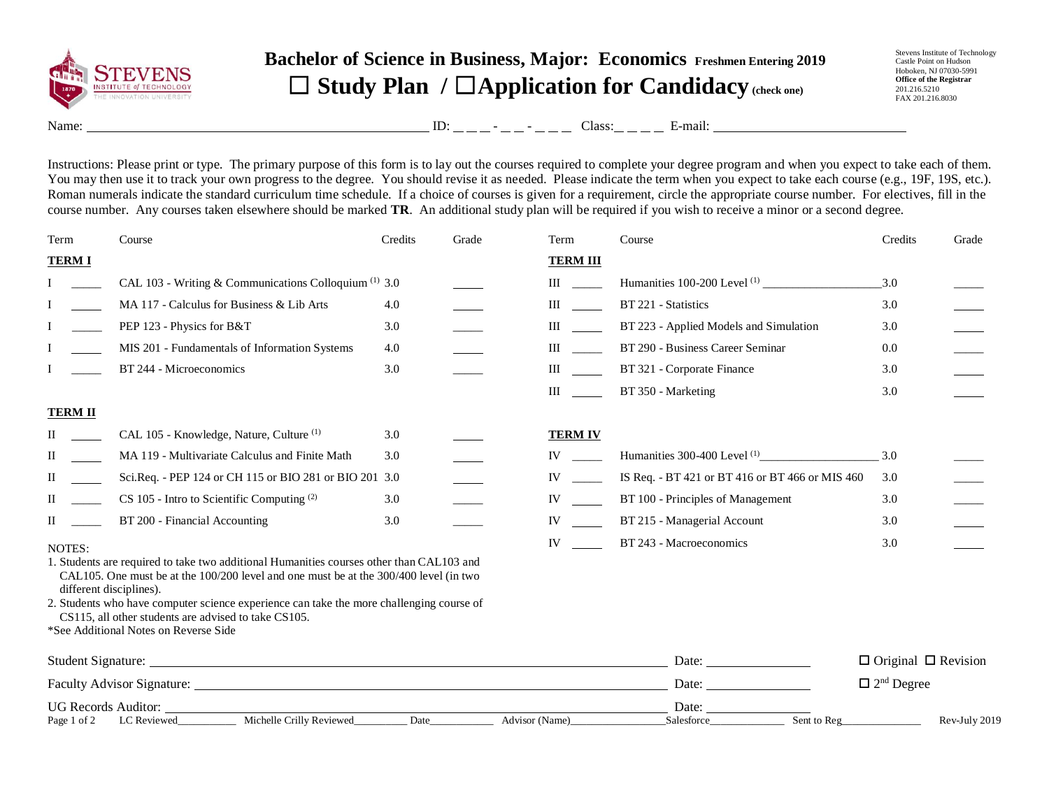# Bachelor of Science in Business, Major: Economics Freshmen Entering 2019

## ☐ Study Plan / ☐ Application for Candidacy (check one)

Stevens Institute of Technology
Castle Point on Hudson
Hoboken, NJ 07030-5991
**Office of the Registrar**
201.216.5210
FAX 201.216.8030

Name: ______________________ ID: _ _ _ - _ _ - _ _ _ Class: _ _ _ _ E-mail: ______________________

Instructions: Please print or type. The primary purpose of this form is to lay out the courses required to complete your degree program and when you expect to take each of them. You may then use it to track your own progress to the degree. You should revise it as needed. Please indicate the term when you expect to take each course (e.g., 19F, 19S, etc.). Roman numerals indicate the standard curriculum time schedule. If a choice of courses is given for a requirement, circle the appropriate course number. For electives, fill in the course number. Any courses taken elsewhere should be marked **TR**. An additional study plan will be required if you wish to receive a minor or a second degree.

| Term | | Course | Credits | Grade |
|---|---|---|---|---|
| **TERM I** | | | | |
| I | _____ | CAL 103 - Writing & Communications Colloquium [1] | 3.0 | _____ |
| I | _____ | MA 117 - Calculus for Business & Lib Arts | 4.0 | _____ |
| I | _____ | PEP 123 - Physics for B&T | 3.0 | _____ |
| I | _____ | MIS 201 - Fundamentals of Information Systems | 4.0 | _____ |
| I | _____ | BT 244 - Microeconomics | 3.0 | _____ |
| **TERM II** | | | | |
| II | _____ | CAL 105 - Knowledge, Nature, Culture [1] | 3.0 | _____ |
| II | _____ | MA 119 - Multivariate Calculus and Finite Math | 3.0 | _____ |
| II | _____ | Sci.Req. - PEP 124 or CH 115 or BIO 281 or BIO 201 | 3.0 | _____ |
| II | _____ | CS 105 - Intro to Scientific Computing [2] | 3.0 | _____ |
| II | _____ | BT 200 - Financial Accounting | 3.0 | _____ |
| **TERM III** | | | | |
| III | _____ | Humanities 100-200 Level [1] ___________ | 3.0 | _____ |
| III | _____ | BT 221 - Statistics | 3.0 | _____ |
| III | _____ | BT 223 - Applied Models and Simulation | 3.0 | _____ |
| III | _____ | BT 290 - Business Career Seminar | 0.0 | _____ |
| III | _____ | BT 321 - Corporate Finance | 3.0 | _____ |
| III | _____ | BT 350 - Marketing | 3.0 | _____ |
| **TERM IV** | | | | |
| IV | _____ | Humanities 300-400 Level [1] ___________ | 3.0 | _____ |
| IV | _____ | IS Req. - BT 421 or BT 416 or BT 466 or MIS 460 | 3.0 | _____ |
| IV | _____ | BT 100 - Principles of Management | 3.0 | _____ |
| IV | _____ | BT 215 - Managerial Account | 3.0 | _____ |
| IV | _____ | BT 243 - Macroeconomics | 3.0 | _____ |

NOTES:

1. Students are required to take two additional Humanities courses other than CAL103 and CAL105. One must be at the 100/200 level and one must be at the 300/400 level (in two different disciplines).
2. Students who have computer science experience can take the more challenging course of CS115, all other students are advised to take CS105.

*See Additional Notes on Reverse Side

Student Signature: ______________________ Date: __________ ☐ Original ☐ Revision

Faculty Advisor Signature: ______________________ Date: __________ ☐ 2nd Degree

UG Records Auditor: ______________________ Date: __________

LC Reviewed__________ Michelle Crilly Reviewed__________ Date__________ Advisor (Name)__________ Salesforce__________ Sent to Reg__________ Rev-July 2019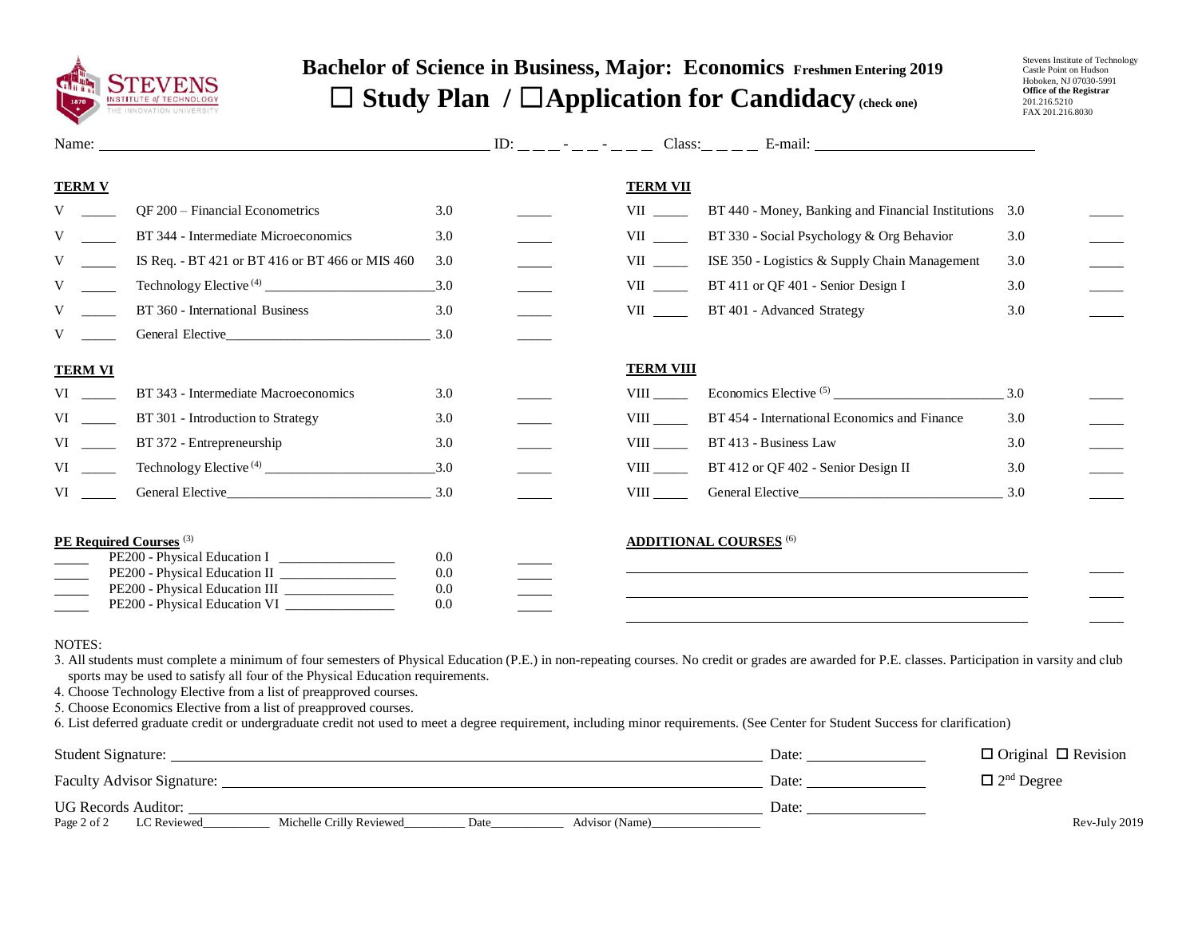# Bachelor of Science in Business, Major: Economics Freshmen Entering 2019

## ☐ Study Plan / ☐ Application for Candidacy (check one)

Stevens Institute of Technology
Castle Point on Hudson
Hoboken, NJ 07030-5991
**Office of the Registrar**
201.216.5210
FAX 201.216.8030

Name: ______________________ ID: _ _ _ - _ _ - _ _ _ Class: _ _ _ _ E-mail: ______________________

**TERM V**

| | | | | |
|---|---|---|---|---|
| V | _____ | QF 200 – Financial Econometrics | 3.0 | _____ |
| V | _____ | BT 344 - Intermediate Microeconomics | 3.0 | _____ |
| V | _____ | IS Req. - BT 421 or BT 416 or BT 466 or MIS 460 | 3.0 | _____ |
| V | _____ | Technology Elective [4] ______________ | 3.0 | _____ |
| V | _____ | BT 360 - International Business | 3.0 | _____ |
| V | _____ | General Elective______________ | 3.0 | _____ |

**TERM VI**

| | | | | |
|---|---|---|---|---|
| VI | _____ | BT 343 - Intermediate Macroeconomics | 3.0 | _____ |
| VI | _____ | BT 301 - Introduction to Strategy | 3.0 | _____ |
| VI | _____ | BT 372 - Entrepreneurship | 3.0 | _____ |
| VI | _____ | Technology Elective [4] ______________ | 3.0 | _____ |
| VI | _____ | General Elective______________ | 3.0 | _____ |

**TERM VII**

| | | | | |
|---|---|---|---|---|
| VII | _____ | BT 440 - Money, Banking and Financial Institutions | 3.0 | _____ |
| VII | _____ | BT 330 - Social Psychology & Org Behavior | 3.0 | _____ |
| VII | _____ | ISE 350 - Logistics & Supply Chain Management | 3.0 | _____ |
| VII | _____ | BT 411 or QF 401 - Senior Design I | 3.0 | _____ |
| VII | _____ | BT 401 - Advanced Strategy | 3.0 | _____ |

**TERM VIII**

| | | | | |
|---|---|---|---|---|
| VIII | _____ | Economics Elective [5] ______________ | 3.0 | _____ |
| VIII | _____ | BT 454 - International Economics and Finance | 3.0 | _____ |
| VIII | _____ | BT 413 - Business Law | 3.0 | _____ |
| VIII | _____ | BT 412 or QF 402 - Senior Design II | 3.0 | _____ |
| VIII | _____ | General Elective______________ | 3.0 | _____ |

**PE Required Courses** [3]

| | | | |
|---|---|---|---|
| _____ | PE200 - Physical Education I ______________ | 0.0 | _____ |
| _____ | PE200 - Physical Education II ______________ | 0.0 | _____ |
| _____ | PE200 - Physical Education III ______________ | 0.0 | _____ |
| _____ | PE200 - Physical Education VI ______________ | 0.0 | _____ |

**ADDITIONAL COURSES** [6]

______________________________ _____
______________________________ _____
______________________________ _____

NOTES:

3. All students must complete a minimum of four semesters of Physical Education (P.E.) in non-repeating courses. No credit or grades are awarded for P.E. classes. Participation in varsity and club sports may be used to satisfy all four of the Physical Education requirements.
4. Choose Technology Elective from a list of preapproved courses.
5. Choose Economics Elective from a list of preapproved courses.
6. List deferred graduate credit or undergraduate credit not used to meet a degree requirement, including minor requirements. (See Center for Student Success for clarification)

Student Signature: ______________________ Date: __________ ☐ Original ☐ Revision

Faculty Advisor Signature: ______________________ Date: __________ ☐ 2nd Degree

UG Records Auditor: ______________________ Date: __________

LC Reviewed__________ Michelle Crilly Reviewed__________ Date__________ Advisor (Name)__________

Rev-July 2019